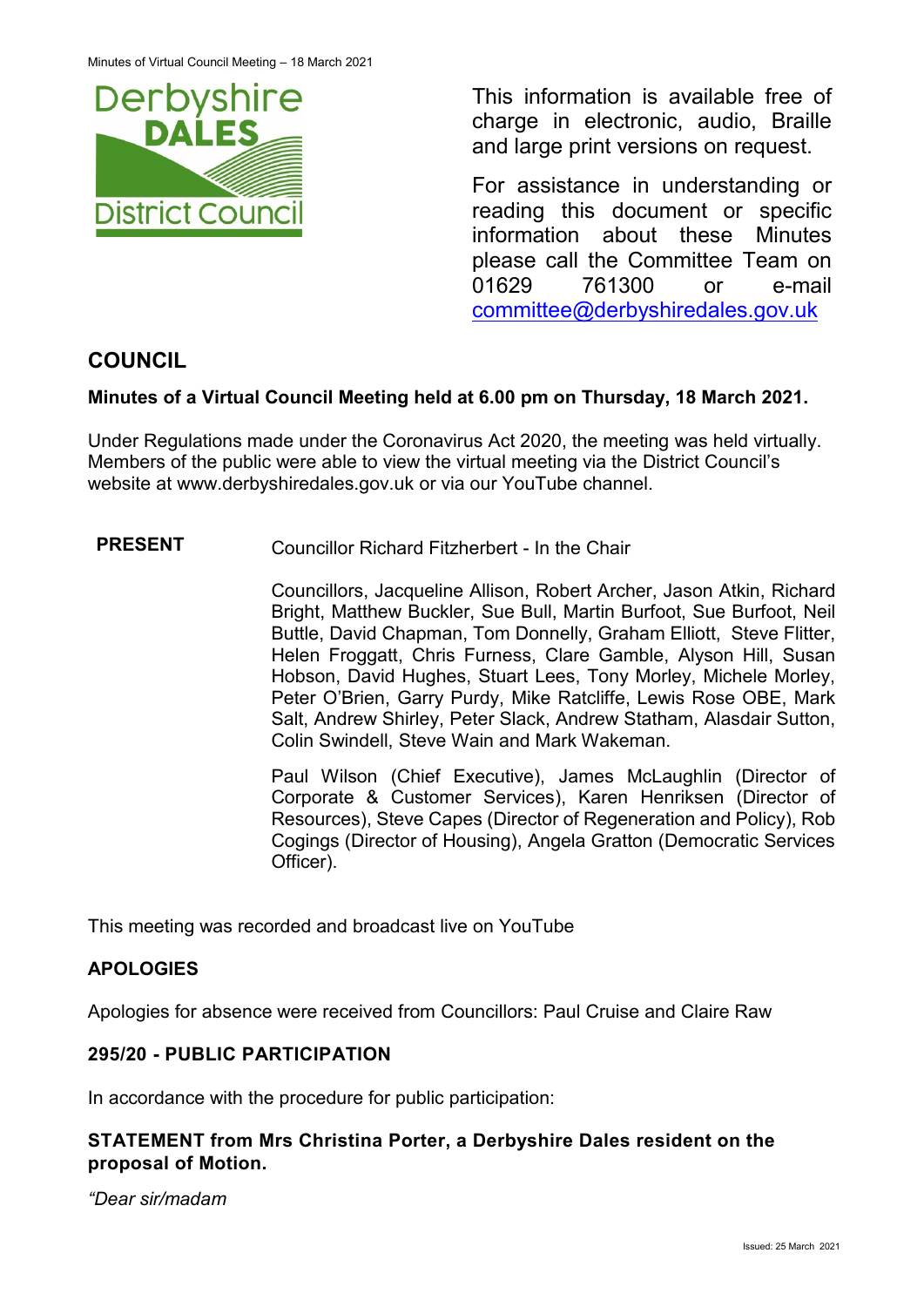This information is available free of charge in electronic, audio, Braille and large print versions on request.

For assistance in understanding or reading this document or specific information about these Minutes please call the Committee Team on 01629 761300 or e-mail committee@derbyshiredales.gov.uk

## COUNCIL

**Minutes of a Virtual Council Meeting held at 6.00 pm on Thursday, 18 March 2021.**

Under Regulations made under the Coronavirus Act 2020, the meeting was held virtually. Members of the public were able to view the virtual meeting via the District Council's website at www.derbyshiredales.gov.uk or via our YouTube channel.

**PRESENT**

Councillor Richard Fitzherbert - In the Chair

Councillors, Jacqueline Allison, Robert Archer, Jason Atkin, Richard Bright, Matthew Buckler, Sue Bull, Martin Burfoot, Sue Burfoot, Neil Buttle, David Chapman, Tom Donnelly, Graham Elliott, Steve Flitter, Helen Froggatt, Chris Furness, Clare Gamble, Alyson Hill, Susan Hobson, David Hughes, Stuart Lees, Tony Morley, Michele Morley, Peter O'Brien, Garry Purdy, Mike Ratcliffe, Lewis Rose OBE, Mark Salt, Andrew Shirley, Peter Slack, Andrew Statham, Alasdair Sutton, Colin Swindell, Steve Wain and Mark Wakeman.

Paul Wilson (Chief Executive), James McLaughlin (Director of Corporate & Customer Services), Karen Henriksen (Director of Resources), Steve Capes (Director of Regeneration and Policy), Rob Cogings (Director of Housing), Angela Gratton (Democratic Services Officer).

This meeting was recorded and broadcast live on YouTube

### APOLOGIES

Apologies for absence were received from Councillors: Paul Cruise and Claire Raw

### 295/20 - PUBLIC PARTICIPATION

In accordance with the procedure for public participation:

**STATEMENT from Mrs Christina Porter, a Derbyshire Dales resident on the proposal of Motion.**

*"Dear sir/madam*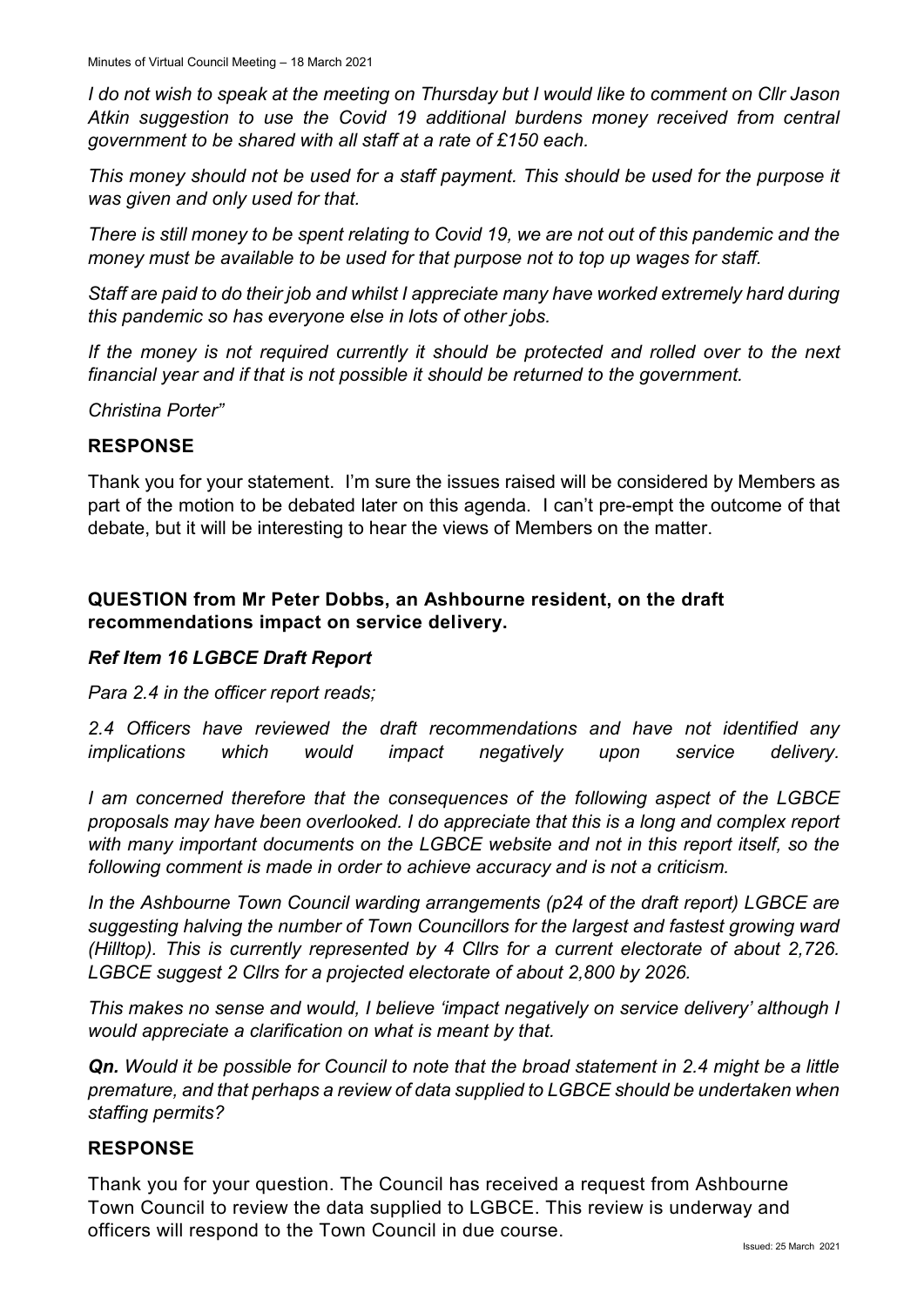*I do not wish to speak at the meeting on Thursday but I would like to comment on Cllr Jason Atkin suggestion to use the Covid 19 additional burdens money received from central government to be shared with all staff at a rate of £150 each.*

*This money should not be used for a staff payment. This should be used for the purpose it was given and only used for that.*

*There is still money to be spent relating to Covid 19, we are not out of this pandemic and the money must be available to be used for that purpose not to top up wages for staff.*

*Staff are paid to do their job and whilst I appreciate many have worked extremely hard during this pandemic so has everyone else in lots of other jobs.*

*If the money is not required currently it should be protected and rolled over to the next financial year and if that is not possible it should be returned to the government.*

*Christina Porter"*

**RESPONSE**

Thank you for your statement. I'm sure the issues raised will be considered by Members as part of the motion to be debated later on this agenda. I can't pre-empt the outcome of that debate, but it will be interesting to hear the views of Members on the matter.

**QUESTION from Mr Peter Dobbs, an Ashbourne resident, on the draft recommendations impact on service delivery.**

***Ref Item 16 LGBCE Draft Report***

*Para 2.4 in the officer report reads;*

*2.4 Officers have reviewed the draft recommendations and have not identified any implications which would impact negatively upon service delivery.*

*I am concerned therefore that the consequences of the following aspect of the LGBCE proposals may have been overlooked. I do appreciate that this is a long and complex report with many important documents on the LGBCE website and not in this report itself, so the following comment is made in order to achieve accuracy and is not a criticism.*

*In the Ashbourne Town Council warding arrangements (p24 of the draft report) LGBCE are suggesting halving the number of Town Councillors for the largest and fastest growing ward (Hilltop). This is currently represented by 4 Cllrs for a current electorate of about 2,726. LGBCE suggest 2 Cllrs for a projected electorate of about 2,800 by 2026.*

*This makes no sense and would, I believe 'impact negatively on service delivery' although I would appreciate a clarification on what is meant by that.*

***Qn.** Would it be possible for Council to note that the broad statement in 2.4 might be a little premature, and that perhaps a review of data supplied to LGBCE should be undertaken when staffing permits?*

**RESPONSE**

Thank you for your question. The Council has received a request from Ashbourne Town Council to review the data supplied to LGBCE. This review is underway and officers will respond to the Town Council in due course.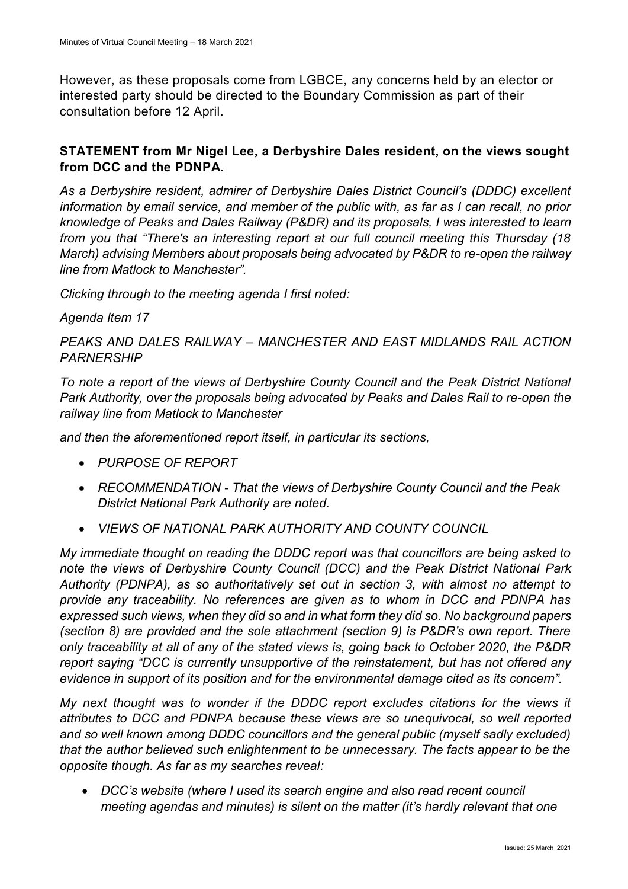However, as these proposals come from LGBCE, any concerns held by an elector or interested party should be directed to the Boundary Commission as part of their consultation before 12 April.

**STATEMENT from Mr Nigel Lee, a Derbyshire Dales resident, on the views sought from DCC and the PDNPA.**

*As a Derbyshire resident, admirer of Derbyshire Dales District Council's (DDDC) excellent information by email service, and member of the public with, as far as I can recall, no prior knowledge of Peaks and Dales Railway (P&DR) and its proposals, I was interested to learn from you that "There's an interesting report at our full council meeting this Thursday (18 March) advising Members about proposals being advocated by P&DR to re-open the railway line from Matlock to Manchester".*

*Clicking through to the meeting agenda I first noted:*

*Agenda Item 17*

*PEAKS AND DALES RAILWAY – MANCHESTER AND EAST MIDLANDS RAIL ACTION PARNERSHIP*

*To note a report of the views of Derbyshire County Council and the Peak District National Park Authority, over the proposals being advocated by Peaks and Dales Rail to re-open the railway line from Matlock to Manchester*

*and then the aforementioned report itself, in particular its sections,*

- *PURPOSE OF REPORT*
- *RECOMMENDATION - That the views of Derbyshire County Council and the Peak District National Park Authority are noted.*
- *VIEWS OF NATIONAL PARK AUTHORITY AND COUNTY COUNCIL*

*My immediate thought on reading the DDDC report was that councillors are being asked to note the views of Derbyshire County Council (DCC) and the Peak District National Park Authority (PDNPA), as so authoritatively set out in section 3, with almost no attempt to provide any traceability. No references are given as to whom in DCC and PDNPA has expressed such views, when they did so and in what form they did so. No background papers (section 8) are provided and the sole attachment (section 9) is P&DR's own report. There only traceability at all of any of the stated views is, going back to October 2020, the P&DR report saying "DCC is currently unsupportive of the reinstatement, but has not offered any evidence in support of its position and for the environmental damage cited as its concern".*

*My next thought was to wonder if the DDDC report excludes citations for the views it attributes to DCC and PDNPA because these views are so unequivocal, so well reported and so well known among DDDC councillors and the general public (myself sadly excluded) that the author believed such enlightenment to be unnecessary. The facts appear to be the opposite though. As far as my searches reveal:*

- *DCC's website (where I used its search engine and also read recent council meeting agendas and minutes) is silent on the matter (it's hardly relevant that one*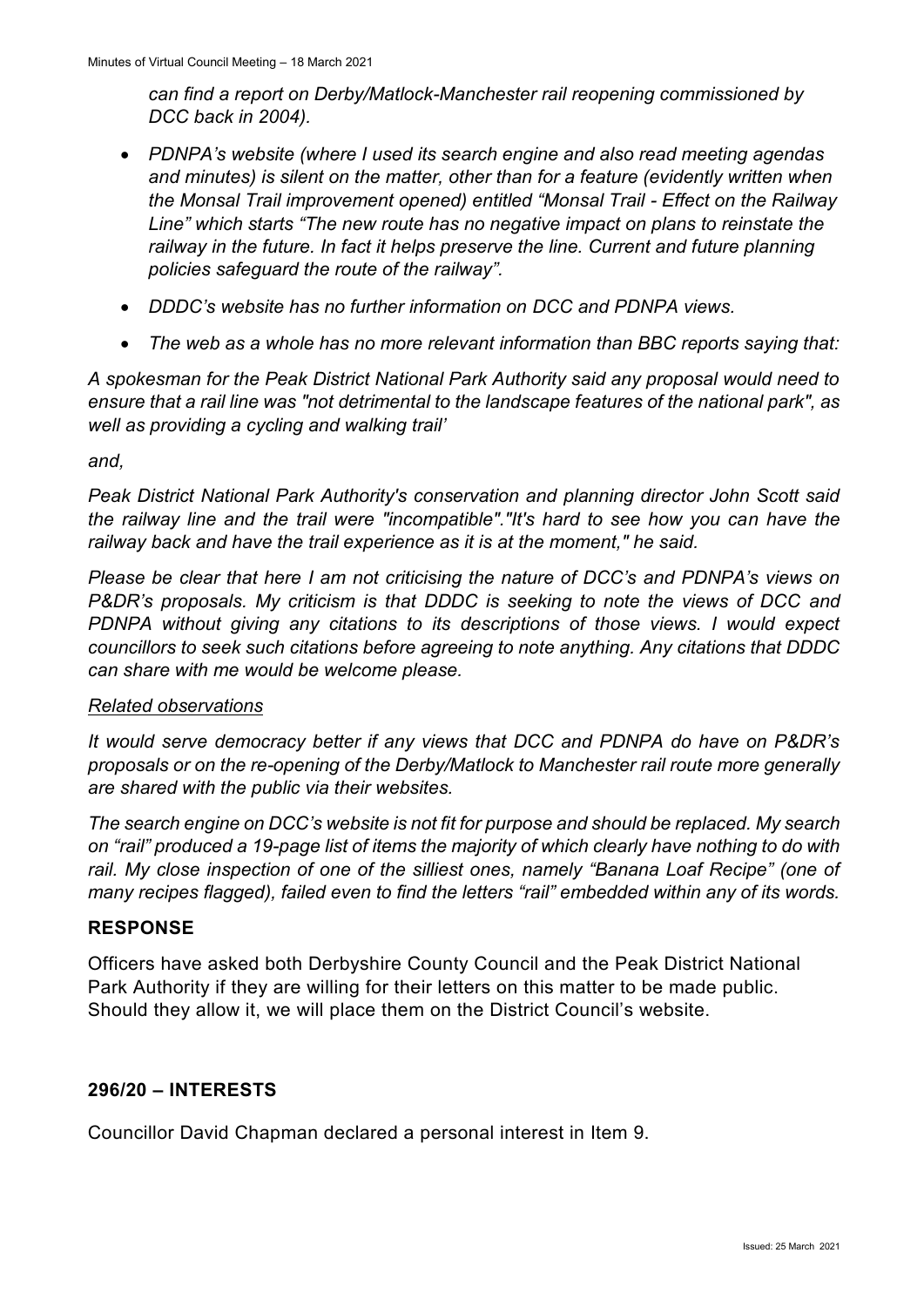*can find a report on Derby/Matlock-Manchester rail reopening commissioned by DCC back in 2004).*

- *PDNPA's website (where I used its search engine and also read meeting agendas and minutes) is silent on the matter, other than for a feature (evidently written when the Monsal Trail improvement opened) entitled "Monsal Trail - Effect on the Railway Line" which starts "The new route has no negative impact on plans to reinstate the railway in the future. In fact it helps preserve the line. Current and future planning policies safeguard the route of the railway".*
- *DDDC's website has no further information on DCC and PDNPA views.*
- *The web as a whole has no more relevant information than BBC reports saying that:*

*A spokesman for the Peak District National Park Authority said any proposal would need to ensure that a rail line was "not detrimental to the landscape features of the national park", as well as providing a cycling and walking trail'*

*and,*

*Peak District National Park Authority's conservation and planning director John Scott said the railway line and the trail were "incompatible"."It's hard to see how you can have the railway back and have the trail experience as it is at the moment," he said.*

*Please be clear that here I am not criticising the nature of DCC's and PDNPA's views on P&DR's proposals. My criticism is that DDDC is seeking to note the views of DCC and PDNPA without giving any citations to its descriptions of those views. I would expect councillors to seek such citations before agreeing to note anything. Any citations that DDDC can share with me would be welcome please.*

*<u>Related observations</u>*

*It would serve democracy better if any views that DCC and PDNPA do have on P&DR's proposals or on the re-opening of the Derby/Matlock to Manchester rail route more generally are shared with the public via their websites.*

*The search engine on DCC's website is not fit for purpose and should be replaced. My search on "rail" produced a 19-page list of items the majority of which clearly have nothing to do with rail. My close inspection of one of the silliest ones, namely "Banana Loaf Recipe" (one of many recipes flagged), failed even to find the letters "rail" embedded within any of its words.*

## RESPONSE

Officers have asked both Derbyshire County Council and the Peak District National Park Authority if they are willing for their letters on this matter to be made public. Should they allow it, we will place them on the District Council's website.

## 296/20 – INTERESTS

Councillor David Chapman declared a personal interest in Item 9.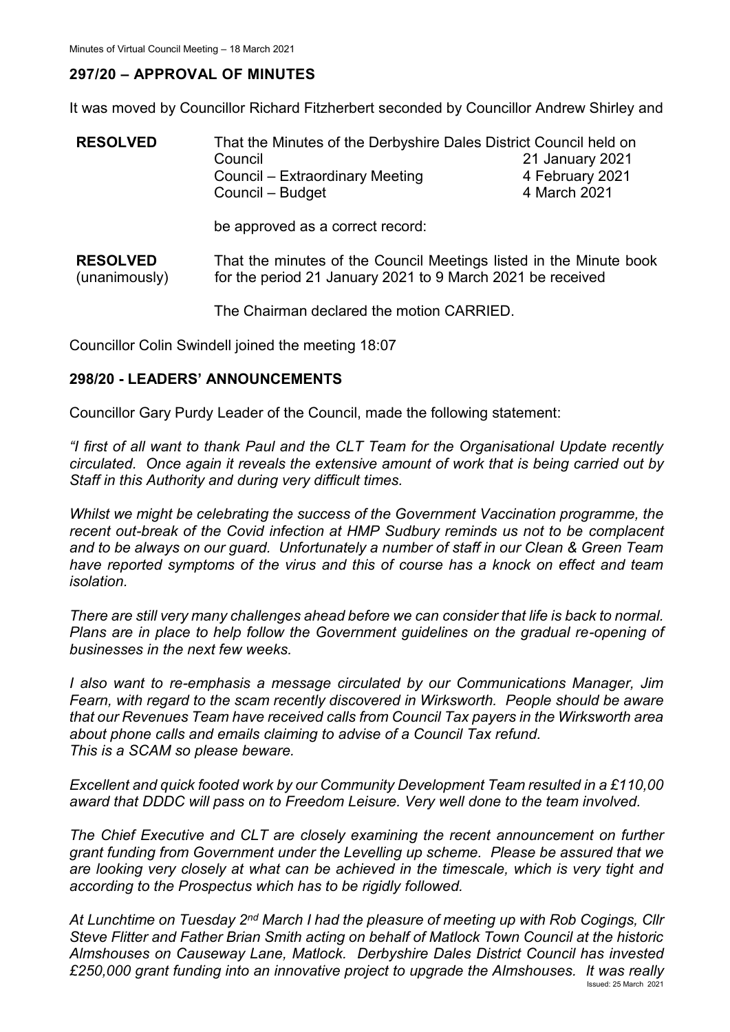## 297/20 – APPROVAL OF MINUTES

It was moved by Councillor Richard Fitzherbert seconded by Councillor Andrew Shirley and

**RESOLVED** That the Minutes of the Derbyshire Dales District Council held on

| | |
|---|---|
| Council | 21 January 2021 |
| Council – Extraordinary Meeting | 4 February 2021 |
| Council – Budget | 4 March 2021 |

be approved as a correct record:

**RESOLVED** (unanimously) That the minutes of the Council Meetings listed in the Minute book for the period 21 January 2021 to 9 March 2021 be received

The Chairman declared the motion CARRIED.

Councillor Colin Swindell joined the meeting 18:07

## 298/20 - LEADERS' ANNOUNCEMENTS

Councillor Gary Purdy Leader of the Council, made the following statement:

*"I first of all want to thank Paul and the CLT Team for the Organisational Update recently circulated. Once again it reveals the extensive amount of work that is being carried out by Staff in this Authority and during very difficult times.*

*Whilst we might be celebrating the success of the Government Vaccination programme, the recent out-break of the Covid infection at HMP Sudbury reminds us not to be complacent and to be always on our guard. Unfortunately a number of staff in our Clean & Green Team have reported symptoms of the virus and this of course has a knock on effect and team isolation.*

*There are still very many challenges ahead before we can consider that life is back to normal. Plans are in place to help follow the Government guidelines on the gradual re-opening of businesses in the next few weeks.*

*I also want to re-emphasis a message circulated by our Communications Manager, Jim Fearn, with regard to the scam recently discovered in Wirksworth. People should be aware that our Revenues Team have received calls from Council Tax payers in the Wirksworth area about phone calls and emails claiming to advise of a Council Tax refund.*
*This is a SCAM so please beware.*

*Excellent and quick footed work by our Community Development Team resulted in a £110,00 award that DDDC will pass on to Freedom Leisure. Very well done to the team involved.*

*The Chief Executive and CLT are closely examining the recent announcement on further grant funding from Government under the Levelling up scheme. Please be assured that we are looking very closely at what can be achieved in the timescale, which is very tight and according to the Prospectus which has to be rigidly followed.*

*At Lunchtime on Tuesday 2nd March I had the pleasure of meeting up with Rob Cogings, Cllr Steve Flitter and Father Brian Smith acting on behalf of Matlock Town Council at the historic Almshouses on Causeway Lane, Matlock. Derbyshire Dales District Council has invested £250,000 grant funding into an innovative project to upgrade the Almshouses. It was really*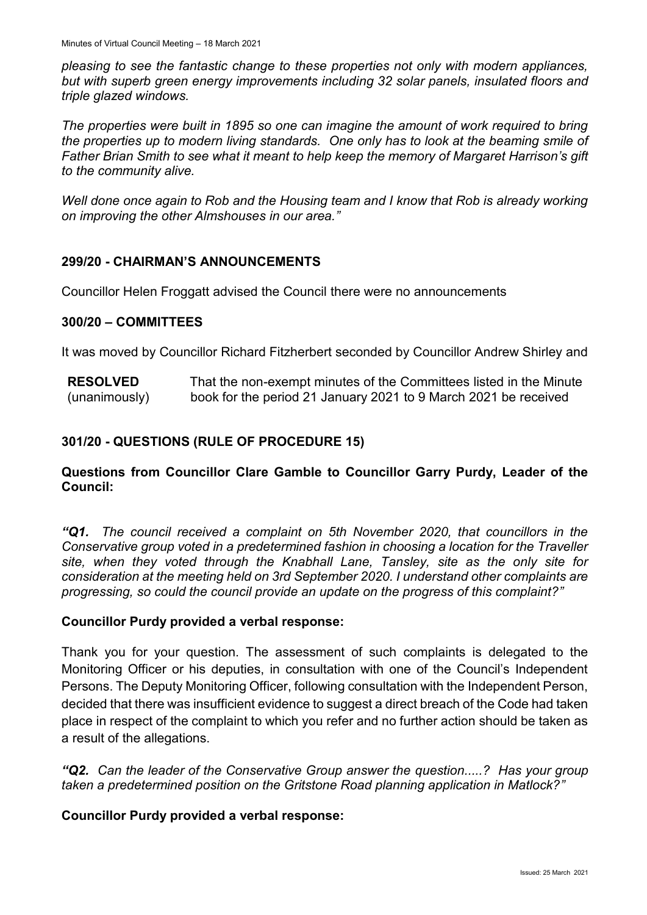*pleasing to see the fantastic change to these properties not only with modern appliances, but with superb green energy improvements including 32 solar panels, insulated floors and triple glazed windows.*

*The properties were built in 1895 so one can imagine the amount of work required to bring the properties up to modern living standards. One only has to look at the beaming smile of Father Brian Smith to see what it meant to help keep the memory of Margaret Harrison's gift to the community alive.*

*Well done once again to Rob and the Housing team and I know that Rob is already working on improving the other Almshouses in our area."*

## 299/20 - CHAIRMAN'S ANNOUNCEMENTS

Councillor Helen Froggatt advised the Council there were no announcements

## 300/20 – COMMITTEES

It was moved by Councillor Richard Fitzherbert seconded by Councillor Andrew Shirley and

| **RESOLVED** (unanimously) | That the non-exempt minutes of the Committees listed in the Minute book for the period 21 January 2021 to 9 March 2021 be received |
|---|---|

## 301/20 - QUESTIONS (RULE OF PROCEDURE 15)

### Questions from Councillor Clare Gamble to Councillor Garry Purdy, Leader of the Council:

*"**Q1.** The council received a complaint on 5th November 2020, that councillors in the Conservative group voted in a predetermined fashion in choosing a location for the Traveller site, when they voted through the Knabhall Lane, Tansley, site as the only site for consideration at the meeting held on 3rd September 2020. I understand other complaints are progressing, so could the council provide an update on the progress of this complaint?"*

**Councillor Purdy provided a verbal response:**

Thank you for your question. The assessment of such complaints is delegated to the Monitoring Officer or his deputies, in consultation with one of the Council's Independent Persons. The Deputy Monitoring Officer, following consultation with the Independent Person, decided that there was insufficient evidence to suggest a direct breach of the Code had taken place in respect of the complaint to which you refer and no further action should be taken as a result of the allegations.

*"**Q2.** Can the leader of the Conservative Group answer the question.....? Has your group taken a predetermined position on the Gritstone Road planning application in Matlock?"*

**Councillor Purdy provided a verbal response:**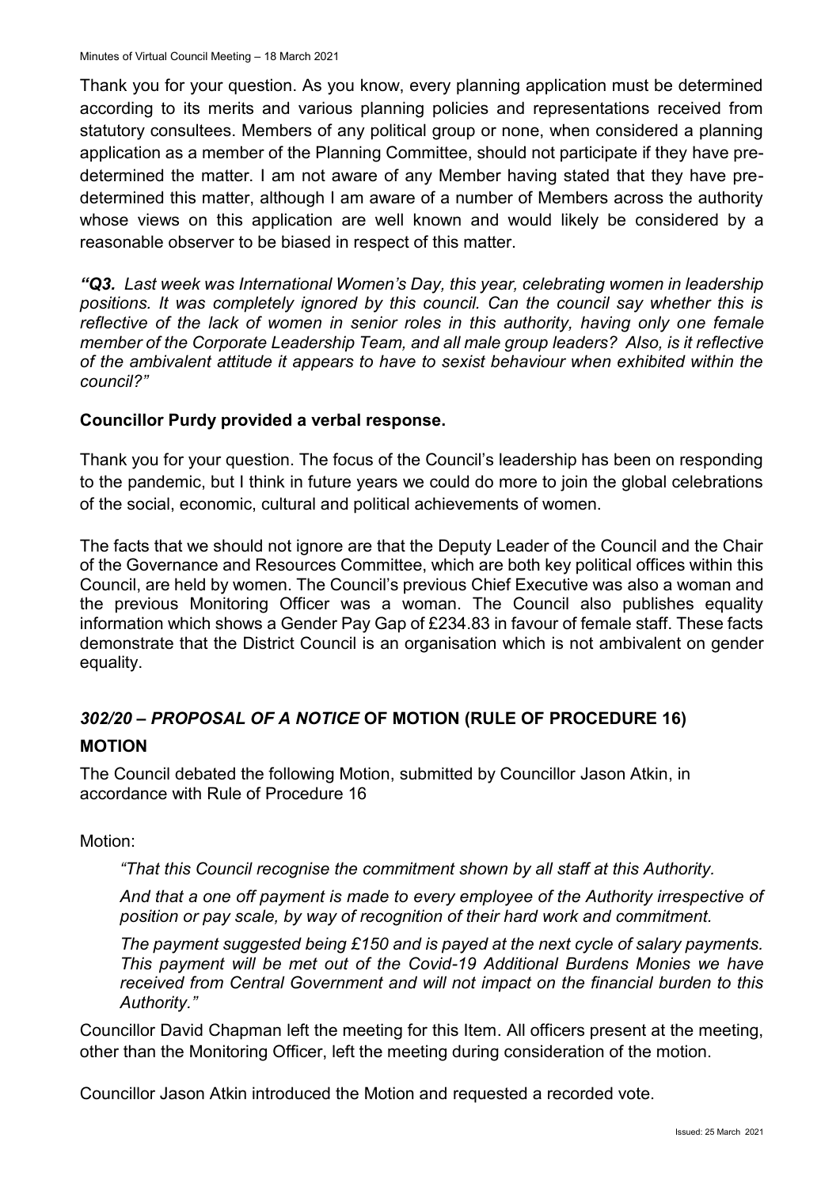Thank you for your question. As you know, every planning application must be determined according to its merits and various planning policies and representations received from statutory consultees. Members of any political group or none, when considered a planning application as a member of the Planning Committee, should not participate if they have pre-determined the matter. I am not aware of any Member having stated that they have pre-determined this matter, although I am aware of a number of Members across the authority whose views on this application are well known and would likely be considered by a reasonable observer to be biased in respect of this matter.

***"Q3.** Last week was International Women's Day, this year, celebrating women in leadership positions. It was completely ignored by this council. Can the council say whether this is reflective of the lack of women in senior roles in this authority, having only one female member of the Corporate Leadership Team, and all male group leaders? Also, is it reflective of the ambivalent attitude it appears to have to sexist behaviour when exhibited within the council?"*

**Councillor Purdy provided a verbal response.**

Thank you for your question. The focus of the Council's leadership has been on responding to the pandemic, but I think in future years we could do more to join the global celebrations of the social, economic, cultural and political achievements of women.

The facts that we should not ignore are that the Deputy Leader of the Council and the Chair of the Governance and Resources Committee, which are both key political offices within this Council, are held by women. The Council's previous Chief Executive was also a woman and the previous Monitoring Officer was a woman. The Council also publishes equality information which shows a Gender Pay Gap of £234.83 in favour of female staff. These facts demonstrate that the District Council is an organisation which is not ambivalent on gender equality.

## *302/20 – PROPOSAL OF A NOTICE* OF MOTION (RULE OF PROCEDURE 16)

### MOTION

The Council debated the following Motion, submitted by Councillor Jason Atkin, in accordance with Rule of Procedure 16

Motion:

> *"That this Council recognise the commitment shown by all staff at this Authority.*
>
> *And that a one off payment is made to every employee of the Authority irrespective of position or pay scale, by way of recognition of their hard work and commitment.*
>
> *The payment suggested being £150 and is payed at the next cycle of salary payments. This payment will be met out of the Covid-19 Additional Burdens Monies we have received from Central Government and will not impact on the financial burden to this Authority."*

Councillor David Chapman left the meeting for this Item. All officers present at the meeting, other than the Monitoring Officer, left the meeting during consideration of the motion.

Councillor Jason Atkin introduced the Motion and requested a recorded vote.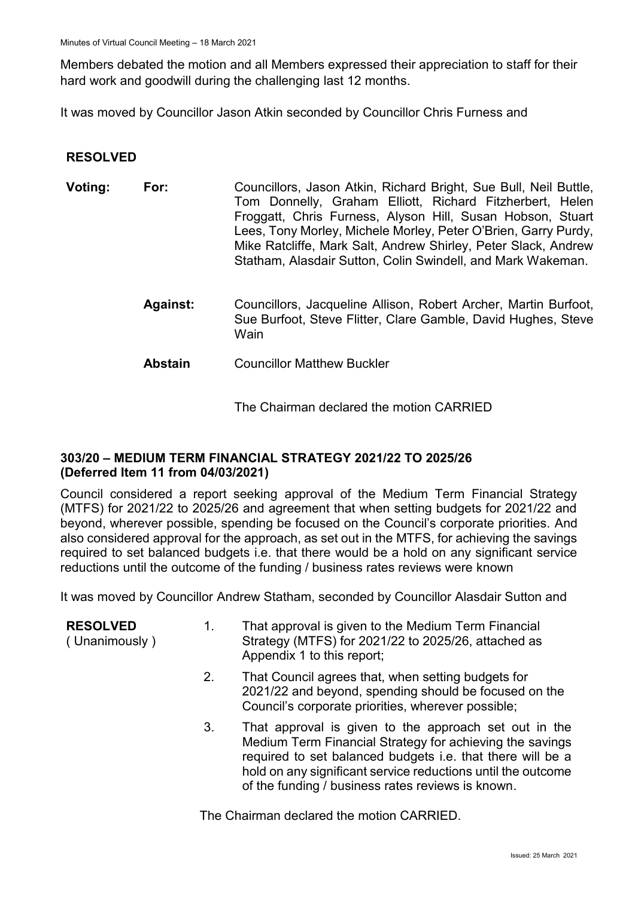Members debated the motion and all Members expressed their appreciation to staff for their hard work and goodwill during the challenging last 12 months.

It was moved by Councillor Jason Atkin seconded by Councillor Chris Furness and

**RESOLVED**

**Voting:**

**For:** Councillors, Jason Atkin, Richard Bright, Sue Bull, Neil Buttle, Tom Donnelly, Graham Elliott, Richard Fitzherbert, Helen Froggatt, Chris Furness, Alyson Hill, Susan Hobson, Stuart Lees, Tony Morley, Michele Morley, Peter O'Brien, Garry Purdy, Mike Ratcliffe, Mark Salt, Andrew Shirley, Peter Slack, Andrew Statham, Alasdair Sutton, Colin Swindell, and Mark Wakeman.

**Against:** Councillors, Jacqueline Allison, Robert Archer, Martin Burfoot, Sue Burfoot, Steve Flitter, Clare Gamble, David Hughes, Steve Wain

**Abstain** Councillor Matthew Buckler

The Chairman declared the motion CARRIED

## 303/20 – MEDIUM TERM FINANCIAL STRATEGY 2021/22 TO 2025/26 (Deferred Item 11 from 04/03/2021)

Council considered a report seeking approval of the Medium Term Financial Strategy (MTFS) for 2021/22 to 2025/26 and agreement that when setting budgets for 2021/22 and beyond, wherever possible, spending be focused on the Council's corporate priorities. And also considered approval for the approach, as set out in the MTFS, for achieving the savings required to set balanced budgets i.e. that there would be a hold on any significant service reductions until the outcome of the funding / business rates reviews were known

It was moved by Councillor Andrew Statham, seconded by Councillor Alasdair Sutton and

**RESOLVED** ( Unanimously )

1. That approval is given to the Medium Term Financial Strategy (MTFS) for 2021/22 to 2025/26, attached as Appendix 1 to this report;
2. That Council agrees that, when setting budgets for 2021/22 and beyond, spending should be focused on the Council's corporate priorities, wherever possible;
3. That approval is given to the approach set out in the Medium Term Financial Strategy for achieving the savings required to set balanced budgets i.e. that there will be a hold on any significant service reductions until the outcome of the funding / business rates reviews is known.

The Chairman declared the motion CARRIED.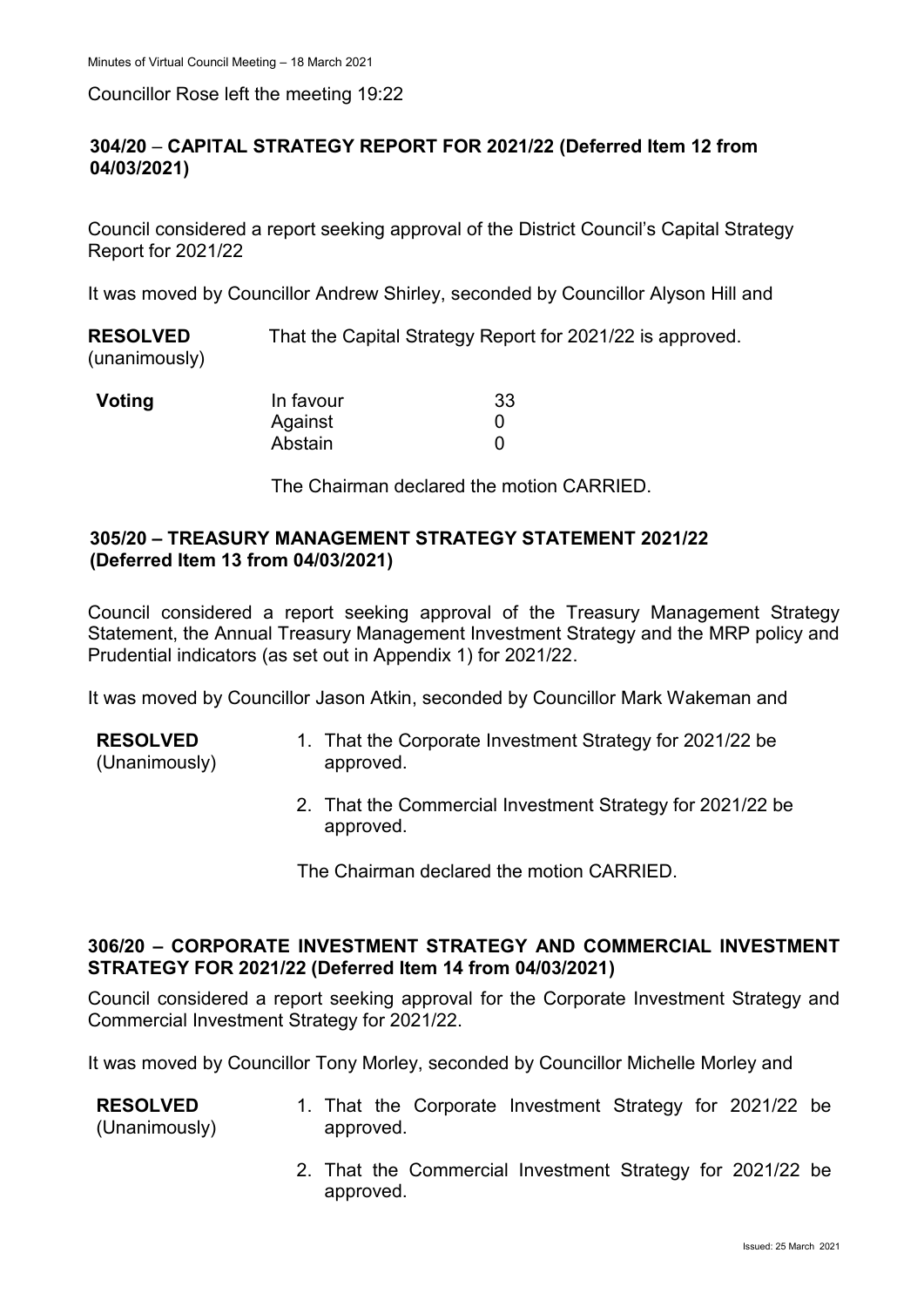Councillor Rose left the meeting 19:22

## 304/20 – CAPITAL STRATEGY REPORT FOR 2021/22 (Deferred Item 12 from 04/03/2021)

Council considered a report seeking approval of the District Council's Capital Strategy Report for 2021/22

It was moved by Councillor Andrew Shirley, seconded by Councillor Alyson Hill and

**RESOLVED** (unanimously) That the Capital Strategy Report for 2021/22 is approved.

| **Voting** | | |
|---|---|---|
| | In favour | 33 |
| | Against | 0 |
| | Abstain | 0 |

The Chairman declared the motion CARRIED.

## 305/20 – TREASURY MANAGEMENT STRATEGY STATEMENT 2021/22 (Deferred Item 13 from 04/03/2021)

Council considered a report seeking approval of the Treasury Management Strategy Statement, the Annual Treasury Management Investment Strategy and the MRP policy and Prudential indicators (as set out in Appendix 1) for 2021/22.

It was moved by Councillor Jason Atkin, seconded by Councillor Mark Wakeman and

**RESOLVED** (Unanimously)

1. That the Corporate Investment Strategy for 2021/22 be approved.
2. That the Commercial Investment Strategy for 2021/22 be approved.

The Chairman declared the motion CARRIED.

## 306/20 – CORPORATE INVESTMENT STRATEGY AND COMMERCIAL INVESTMENT STRATEGY FOR 2021/22 (Deferred Item 14 from 04/03/2021)

Council considered a report seeking approval for the Corporate Investment Strategy and Commercial Investment Strategy for 2021/22.

It was moved by Councillor Tony Morley, seconded by Councillor Michelle Morley and

**RESOLVED** (Unanimously)

1. That the Corporate Investment Strategy for 2021/22 be approved.
2. That the Commercial Investment Strategy for 2021/22 be approved.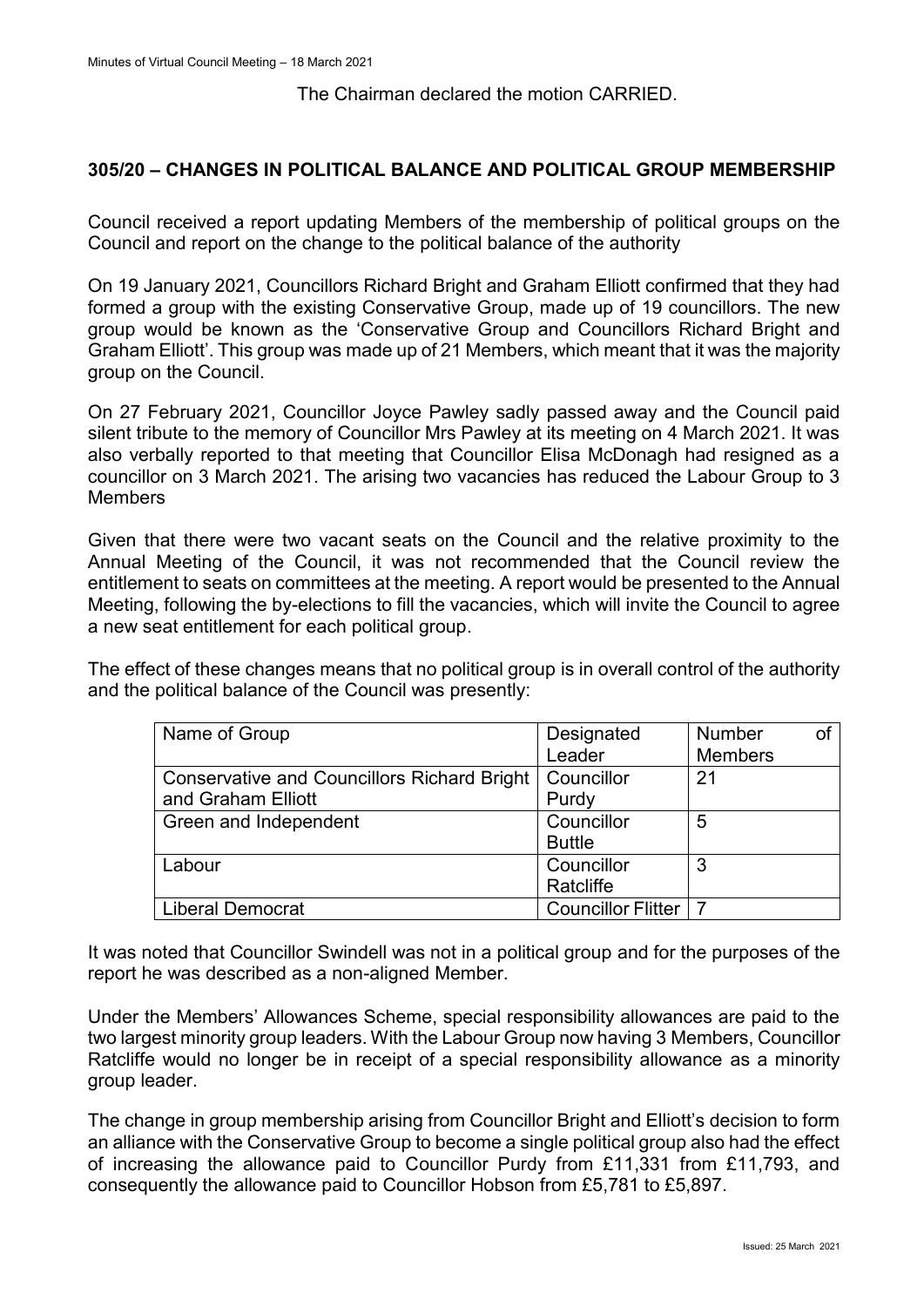The Chairman declared the motion CARRIED.

## 305/20 – CHANGES IN POLITICAL BALANCE AND POLITICAL GROUP MEMBERSHIP

Council received a report updating Members of the membership of political groups on the Council and report on the change to the political balance of the authority

On 19 January 2021, Councillors Richard Bright and Graham Elliott confirmed that they had formed a group with the existing Conservative Group, made up of 19 councillors. The new group would be known as the 'Conservative Group and Councillors Richard Bright and Graham Elliott'. This group was made up of 21 Members, which meant that it was the majority group on the Council.

On 27 February 2021, Councillor Joyce Pawley sadly passed away and the Council paid silent tribute to the memory of Councillor Mrs Pawley at its meeting on 4 March 2021. It was also verbally reported to that meeting that Councillor Elisa McDonagh had resigned as a councillor on 3 March 2021. The arising two vacancies has reduced the Labour Group to 3 Members

Given that there were two vacant seats on the Council and the relative proximity to the Annual Meeting of the Council, it was not recommended that the Council review the entitlement to seats on committees at the meeting. A report would be presented to the Annual Meeting, following the by-elections to fill the vacancies, which will invite the Council to agree a new seat entitlement for each political group.

The effect of these changes means that no political group is in overall control of the authority and the political balance of the Council was presently:

| Name of Group | Designated Leader | Number of Members |
|---|---|---|
| Conservative and Councillors Richard Bright and Graham Elliott | Councillor Purdy | 21 |
| Green and Independent | Councillor Buttle | 5 |
| Labour | Councillor Ratcliffe | 3 |
| Liberal Democrat | Councillor Flitter | 7 |

It was noted that Councillor Swindell was not in a political group and for the purposes of the report he was described as a non-aligned Member.

Under the Members' Allowances Scheme, special responsibility allowances are paid to the two largest minority group leaders. With the Labour Group now having 3 Members, Councillor Ratcliffe would no longer be in receipt of a special responsibility allowance as a minority group leader.

The change in group membership arising from Councillor Bright and Elliott's decision to form an alliance with the Conservative Group to become a single political group also had the effect of increasing the allowance paid to Councillor Purdy from £11,331 from £11,793, and consequently the allowance paid to Councillor Hobson from £5,781 to £5,897.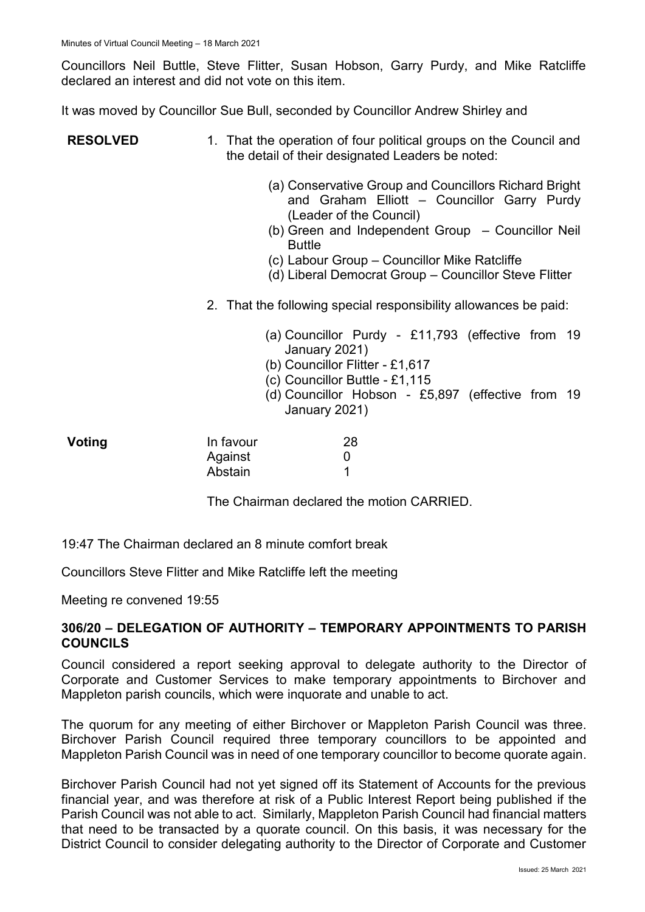Councillors Neil Buttle, Steve Flitter, Susan Hobson, Garry Purdy, and Mike Ratcliffe declared an interest and did not vote on this item.

It was moved by Councillor Sue Bull, seconded by Councillor Andrew Shirley and

**RESOLVED**

1. That the operation of four political groups on the Council and the detail of their designated Leaders be noted:

    (a) Conservative Group and Councillors Richard Bright and Graham Elliott – Councillor Garry Purdy (Leader of the Council)
    (b) Green and Independent Group – Councillor Neil Buttle
    (c) Labour Group – Councillor Mike Ratcliffe
    (d) Liberal Democrat Group – Councillor Steve Flitter

2. That the following special responsibility allowances be paid:

    (a) Councillor Purdy - £11,793 (effective from 19 January 2021)
    (b) Councillor Flitter - £1,617
    (c) Councillor Buttle - £1,115
    (d) Councillor Hobson - £5,897 (effective from 19 January 2021)

| **Voting** | | |
|---|---|---|
| | In favour | 28 |
| | Against | 0 |
| | Abstain | 1 |

The Chairman declared the motion CARRIED.

19:47 The Chairman declared an 8 minute comfort break

Councillors Steve Flitter and Mike Ratcliffe left the meeting

Meeting re convened 19:55

## 306/20 – DELEGATION OF AUTHORITY – TEMPORARY APPOINTMENTS TO PARISH COUNCILS

Council considered a report seeking approval to delegate authority to the Director of Corporate and Customer Services to make temporary appointments to Birchover and Mappleton parish councils, which were inquorate and unable to act.

The quorum for any meeting of either Birchover or Mappleton Parish Council was three. Birchover Parish Council required three temporary councillors to be appointed and Mappleton Parish Council was in need of one temporary councillor to become quorate again.

Birchover Parish Council had not yet signed off its Statement of Accounts for the previous financial year, and was therefore at risk of a Public Interest Report being published if the Parish Council was not able to act. Similarly, Mappleton Parish Council had financial matters that need to be transacted by a quorate council. On this basis, it was necessary for the District Council to consider delegating authority to the Director of Corporate and Customer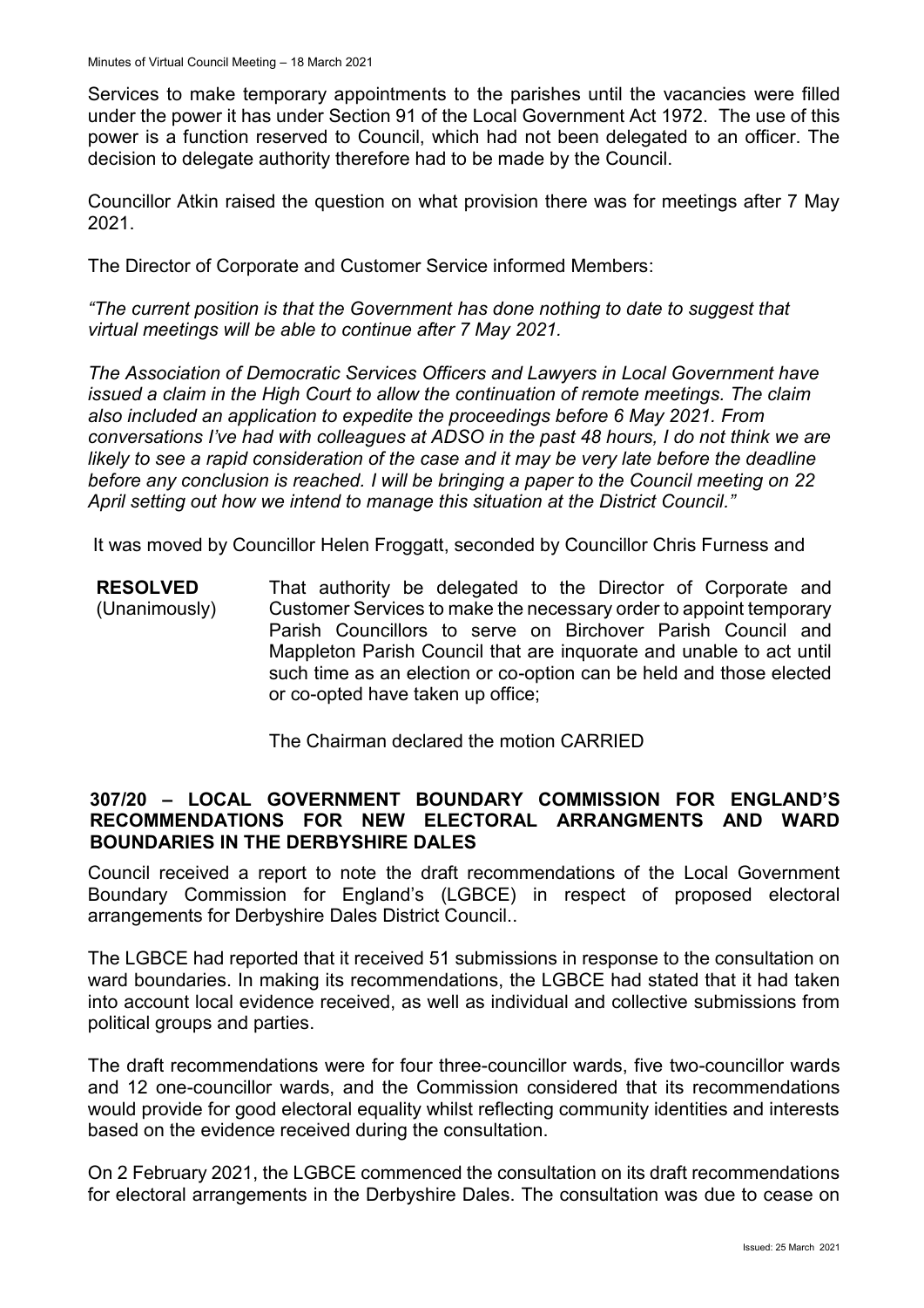Services to make temporary appointments to the parishes until the vacancies were filled under the power it has under Section 91 of the Local Government Act 1972. The use of this power is a function reserved to Council, which had not been delegated to an officer. The decision to delegate authority therefore had to be made by the Council.

Councillor Atkin raised the question on what provision there was for meetings after 7 May 2021.

The Director of Corporate and Customer Service informed Members:

*"The current position is that the Government has done nothing to date to suggest that virtual meetings will be able to continue after 7 May 2021.*

*The Association of Democratic Services Officers and Lawyers in Local Government have issued a claim in the High Court to allow the continuation of remote meetings. The claim also included an application to expedite the proceedings before 6 May 2021. From conversations I've had with colleagues at ADSO in the past 48 hours, I do not think we are likely to see a rapid consideration of the case and it may be very late before the deadline before any conclusion is reached. I will be bringing a paper to the Council meeting on 22 April setting out how we intend to manage this situation at the District Council."*

It was moved by Councillor Helen Froggatt, seconded by Councillor Chris Furness and

**RESOLVED** (Unanimously) That authority be delegated to the Director of Corporate and Customer Services to make the necessary order to appoint temporary Parish Councillors to serve on Birchover Parish Council and Mappleton Parish Council that are inquorate and unable to act until such time as an election or co-option can be held and those elected or co-opted have taken up office;

The Chairman declared the motion CARRIED

### 307/20 – LOCAL GOVERNMENT BOUNDARY COMMISSION FOR ENGLAND'S RECOMMENDATIONS FOR NEW ELECTORAL ARRANGMENTS AND WARD BOUNDARIES IN THE DERBYSHIRE DALES

Council received a report to note the draft recommendations of the Local Government Boundary Commission for England's (LGBCE) in respect of proposed electoral arrangements for Derbyshire Dales District Council..

The LGBCE had reported that it received 51 submissions in response to the consultation on ward boundaries. In making its recommendations, the LGBCE had stated that it had taken into account local evidence received, as well as individual and collective submissions from political groups and parties.

The draft recommendations were for four three-councillor wards, five two-councillor wards and 12 one-councillor wards, and the Commission considered that its recommendations would provide for good electoral equality whilst reflecting community identities and interests based on the evidence received during the consultation.

On 2 February 2021, the LGBCE commenced the consultation on its draft recommendations for electoral arrangements in the Derbyshire Dales. The consultation was due to cease on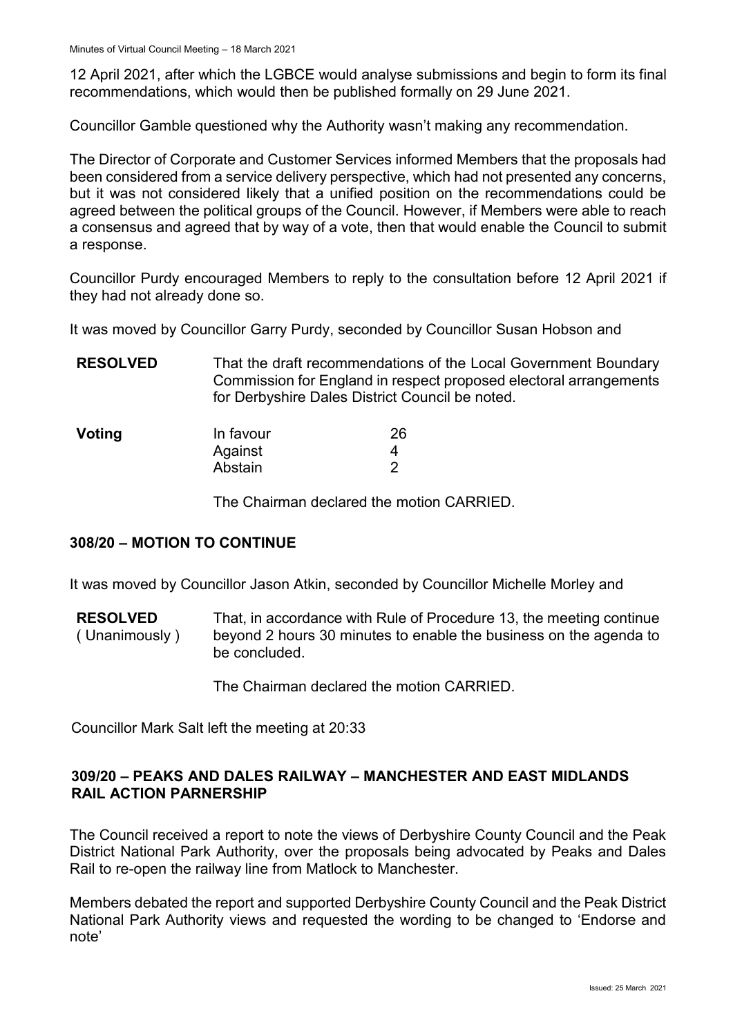12 April 2021, after which the LGBCE would analyse submissions and begin to form its final recommendations, which would then be published formally on 29 June 2021.

Councillor Gamble questioned why the Authority wasn't making any recommendation.

The Director of Corporate and Customer Services informed Members that the proposals had been considered from a service delivery perspective, which had not presented any concerns, but it was not considered likely that a unified position on the recommendations could be agreed between the political groups of the Council. However, if Members were able to reach a consensus and agreed that by way of a vote, then that would enable the Council to submit a response.

Councillor Purdy encouraged Members to reply to the consultation before 12 April 2021 if they had not already done so.

It was moved by Councillor Garry Purdy, seconded by Councillor Susan Hobson and

**RESOLVED** That the draft recommendations of the Local Government Boundary Commission for England in respect proposed electoral arrangements for Derbyshire Dales District Council be noted.

| **Voting** | | |
|---|---|---|
| | In favour | 26 |
| | Against | 4 |
| | Abstain | 2 |

The Chairman declared the motion CARRIED.

## 308/20 – MOTION TO CONTINUE

It was moved by Councillor Jason Atkin, seconded by Councillor Michelle Morley and

**RESOLVED** ( Unanimously ) That, in accordance with Rule of Procedure 13, the meeting continue beyond 2 hours 30 minutes to enable the business on the agenda to be concluded.

The Chairman declared the motion CARRIED.

Councillor Mark Salt left the meeting at 20:33

## 309/20 – PEAKS AND DALES RAILWAY – MANCHESTER AND EAST MIDLANDS RAIL ACTION PARNERSHIP

The Council received a report to note the views of Derbyshire County Council and the Peak District National Park Authority, over the proposals being advocated by Peaks and Dales Rail to re-open the railway line from Matlock to Manchester.

Members debated the report and supported Derbyshire County Council and the Peak District National Park Authority views and requested the wording to be changed to 'Endorse and note'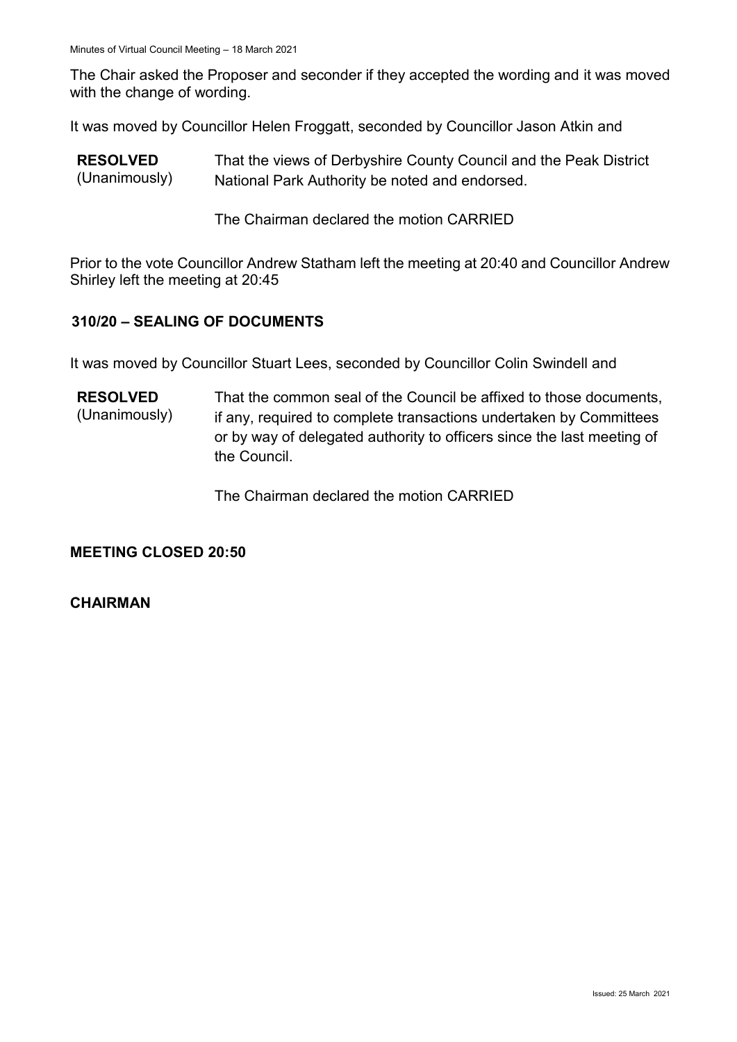The Chair asked the Proposer and seconder if they accepted the wording and it was moved with the change of wording.

It was moved by Councillor Helen Froggatt, seconded by Councillor Jason Atkin and

**RESOLVED** (Unanimously) That the views of Derbyshire County Council and the Peak District National Park Authority be noted and endorsed.

The Chairman declared the motion CARRIED

Prior to the vote Councillor Andrew Statham left the meeting at 20:40 and Councillor Andrew Shirley left the meeting at 20:45

## 310/20 – SEALING OF DOCUMENTS

It was moved by Councillor Stuart Lees, seconded by Councillor Colin Swindell and

**RESOLVED** (Unanimously) That the common seal of the Council be affixed to those documents, if any, required to complete transactions undertaken by Committees or by way of delegated authority to officers since the last meeting of the Council.

The Chairman declared the motion CARRIED

**MEETING CLOSED 20:50**

**CHAIRMAN**